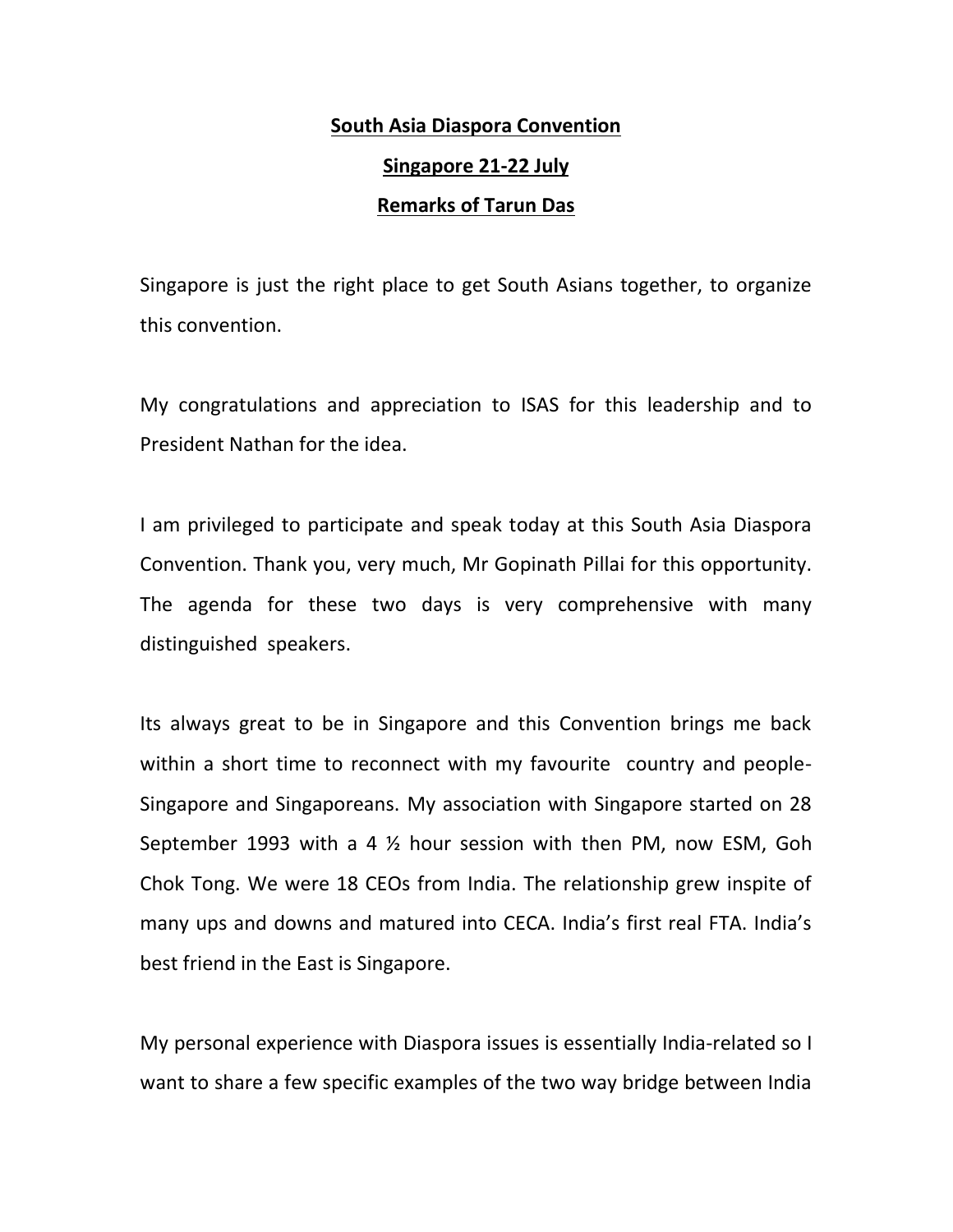**South Asia Diaspora Convention**

**Singapore 21-22 July**

**Remarks of Tarun Das**

Singapore is just the right place to get South Asians together, to organize this convention.

My congratulations and appreciation to ISAS for this leadership and to President Nathan for the idea.

I am privileged to participate and speak today at this South Asia Diaspora Convention. Thank you, very much, Mr Gopinath Pillai for this opportunity. The agenda for these two days is very comprehensive with many distinguished speakers.

Its always great to be in Singapore and this Convention brings me back within a short time to reconnect with my favourite country and people- Singapore and Singaporeans. My association with Singapore started on 28 September 1993 with a 4 ½ hour session with then PM, now ESM, Goh Chok Tong. We were 18 CEOs from India. The relationship grew inspite of many ups and downs and matured into CECA. India's first real FTA. India's best friend in the East is Singapore.

My personal experience with Diaspora issues is essentially India-related so I want to share a few specific examples of the two way bridge between India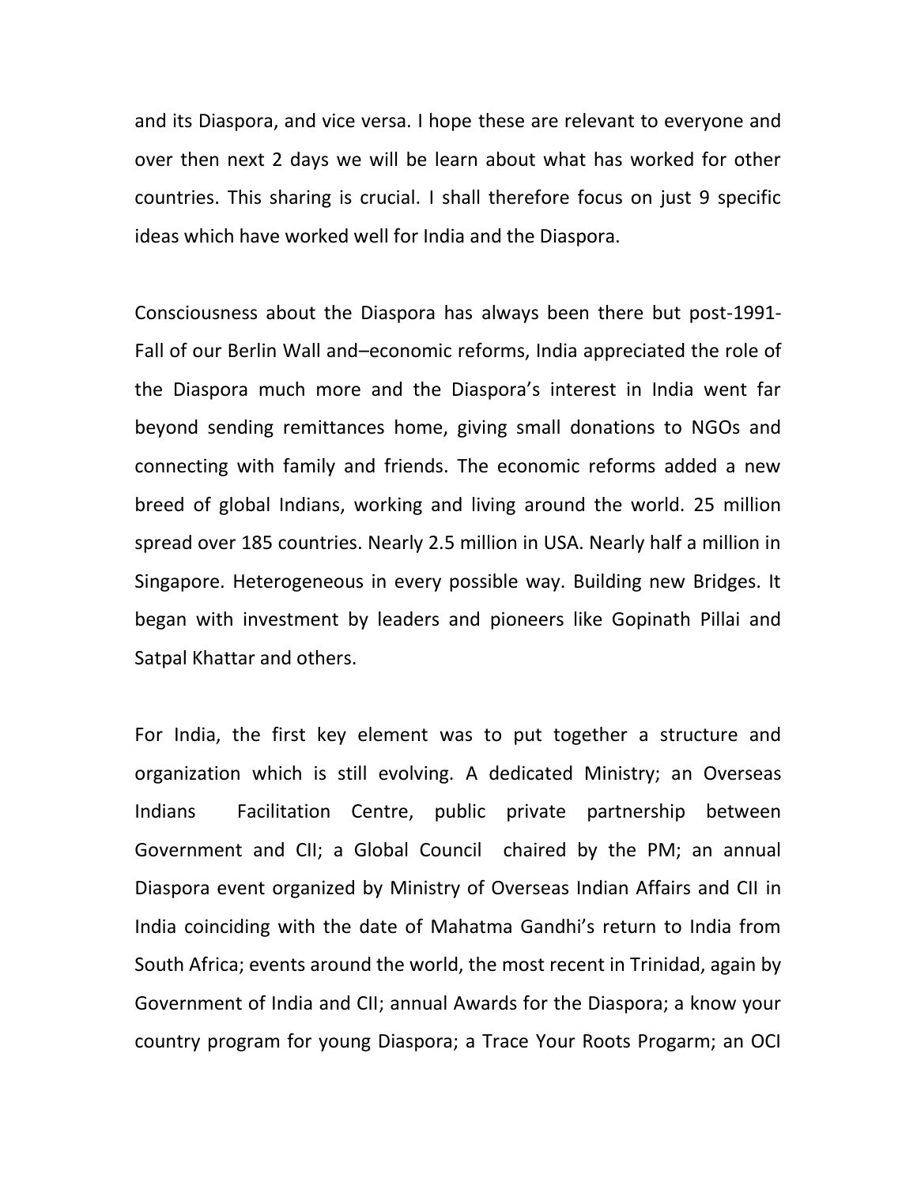and its Diaspora, and vice versa. I hope these are relevant to everyone and over then next 2 days we will be learn about what has worked for other countries. This sharing is crucial. I shall therefore focus on just 9 specific ideas which have worked well for India and the Diaspora.

Consciousness about the Diaspora has always been there but post-1991-Fall of our Berlin Wall and–economic reforms, India appreciated the role of the Diaspora much more and the Diaspora's interest in India went far beyond sending remittances home, giving small donations to NGOs and connecting with family and friends. The economic reforms added a new breed of global Indians, working and living around the world. 25 million spread over 185 countries. Nearly 2.5 million in USA. Nearly half a million in Singapore. Heterogeneous in every possible way. Building new Bridges. It began with investment by leaders and pioneers like Gopinath Pillai and Satpal Khattar and others.

For India, the first key element was to put together a structure and organization which is still evolving. A dedicated Ministry; an Overseas Indians Facilitation Centre, public private partnership between Government and CII; a Global Council chaired by the PM; an annual Diaspora event organized by Ministry of Overseas Indian Affairs and CII in India coinciding with the date of Mahatma Gandhi's return to India from South Africa; events around the world, the most recent in Trinidad, again by Government of India and CII; annual Awards for the Diaspora; a know your country program for young Diaspora; a Trace Your Roots Progarm; an OCI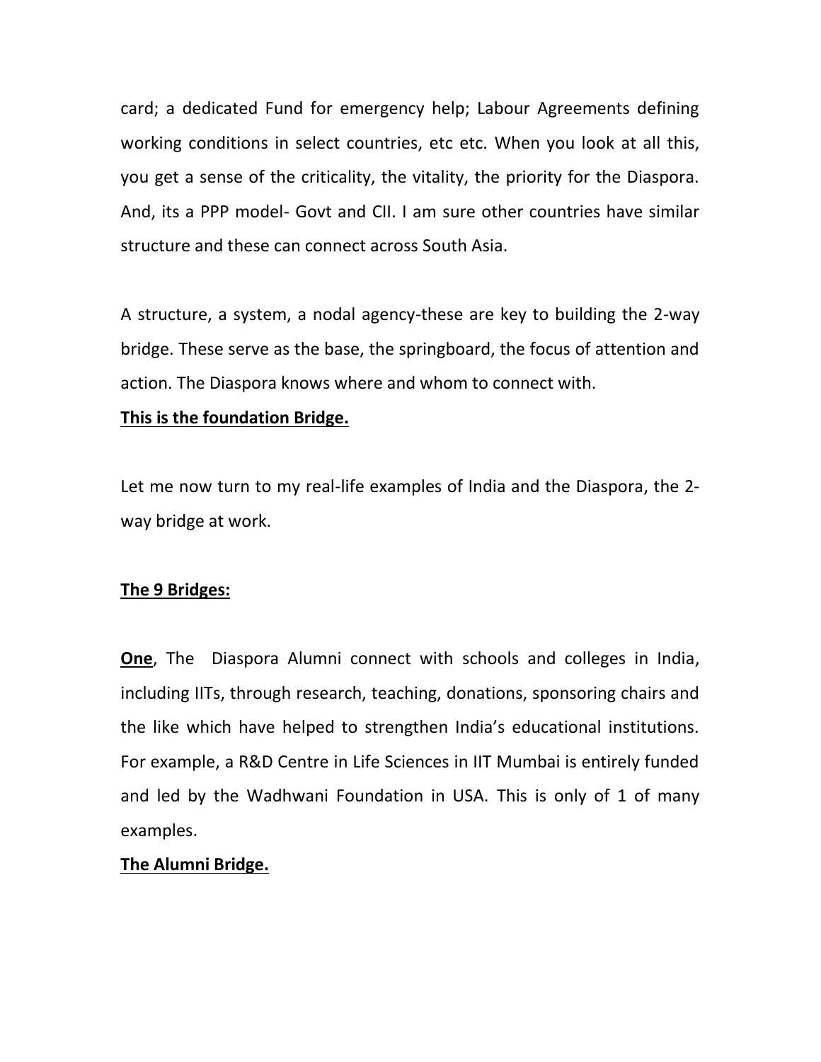card; a dedicated Fund for emergency help; Labour Agreements defining working conditions in select countries, etc etc. When you look at all this, you get a sense of the criticality, the vitality, the priority for the Diaspora. And, its a PPP model- Govt and CII. I am sure other countries have similar structure and these can connect across South Asia.

A structure, a system, a nodal agency-these are key to building the 2-way bridge. These serve as the base, the springboard, the focus of attention and action. The Diaspora knows where and whom to connect with.

**<u>This is the foundation Bridge.</u>**

Let me now turn to my real-life examples of India and the Diaspora, the 2-way bridge at work.

**<u>The 9 Bridges:</u>**

**<u>One</u>**, The Diaspora Alumni connect with schools and colleges in India, including IITs, through research, teaching, donations, sponsoring chairs and the like which have helped to strengthen India's educational institutions. For example, a R&D Centre in Life Sciences in IIT Mumbai is entirely funded and led by the Wadhwani Foundation in USA. This is only of 1 of many examples.

**<u>The Alumni Bridge.</u>**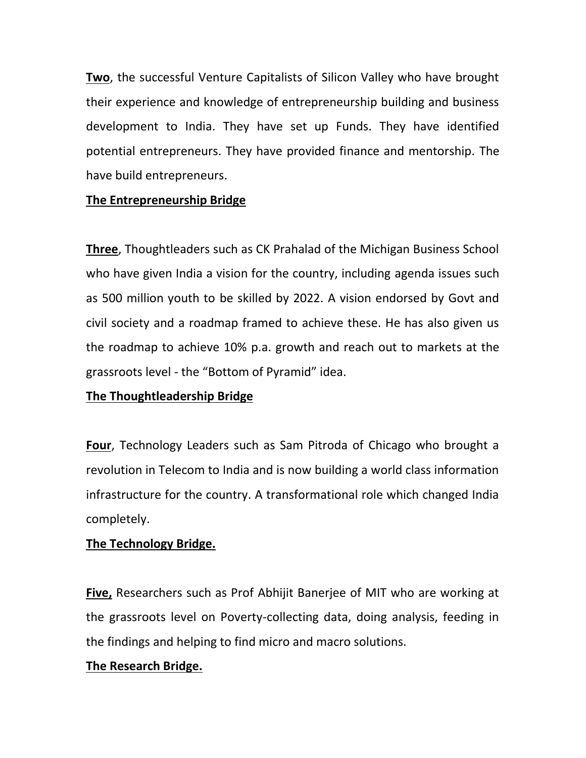**Two**, the successful Venture Capitalists of Silicon Valley who have brought their experience and knowledge of entrepreneurship building and business development to India. They have set up Funds. They have identified potential entrepreneurs. They have provided finance and mentorship. The have build entrepreneurs.

**The Entrepreneurship Bridge**

**Three**, Thoughtleaders such as CK Prahalad of the Michigan Business School who have given India a vision for the country, including agenda issues such as 500 million youth to be skilled by 2022. A vision endorsed by Govt and civil society and a roadmap framed to achieve these. He has also given us the roadmap to achieve 10% p.a. growth and reach out to markets at the grassroots level - the "Bottom of Pyramid" idea.

**The Thoughtleadership Bridge**

**Four**, Technology Leaders such as Sam Pitroda of Chicago who brought a revolution in Telecom to India and is now building a world class information infrastructure for the country. A transformational role which changed India completely.

**The Technology Bridge.**

**Five,** Researchers such as Prof Abhijit Banerjee of MIT who are working at the grassroots level on Poverty-collecting data, doing analysis, feeding in the findings and helping to find micro and macro solutions.

**The Research Bridge.**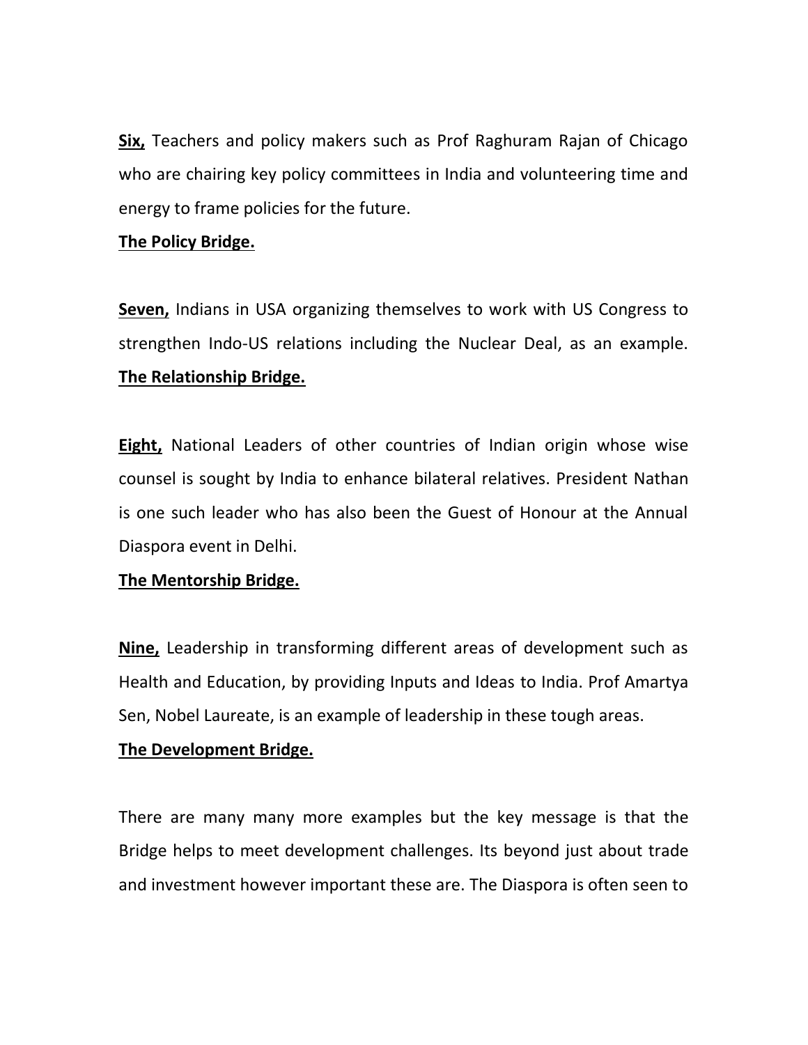**Six,** Teachers and policy makers such as Prof Raghuram Rajan of Chicago who are chairing key policy committees in India and volunteering time and energy to frame policies for the future.

**The Policy Bridge.**

**Seven,** Indians in USA organizing themselves to work with US Congress to strengthen Indo-US relations including the Nuclear Deal, as an example. **The Relationship Bridge.**

**Eight,** National Leaders of other countries of Indian origin whose wise counsel is sought by India to enhance bilateral relatives. President Nathan is one such leader who has also been the Guest of Honour at the Annual Diaspora event in Delhi.

**The Mentorship Bridge.**

**Nine,** Leadership in transforming different areas of development such as Health and Education, by providing Inputs and Ideas to India. Prof Amartya Sen, Nobel Laureate, is an example of leadership in these tough areas.

**The Development Bridge.**

There are many many more examples but the key message is that the Bridge helps to meet development challenges. Its beyond just about trade and investment however important these are. The Diaspora is often seen to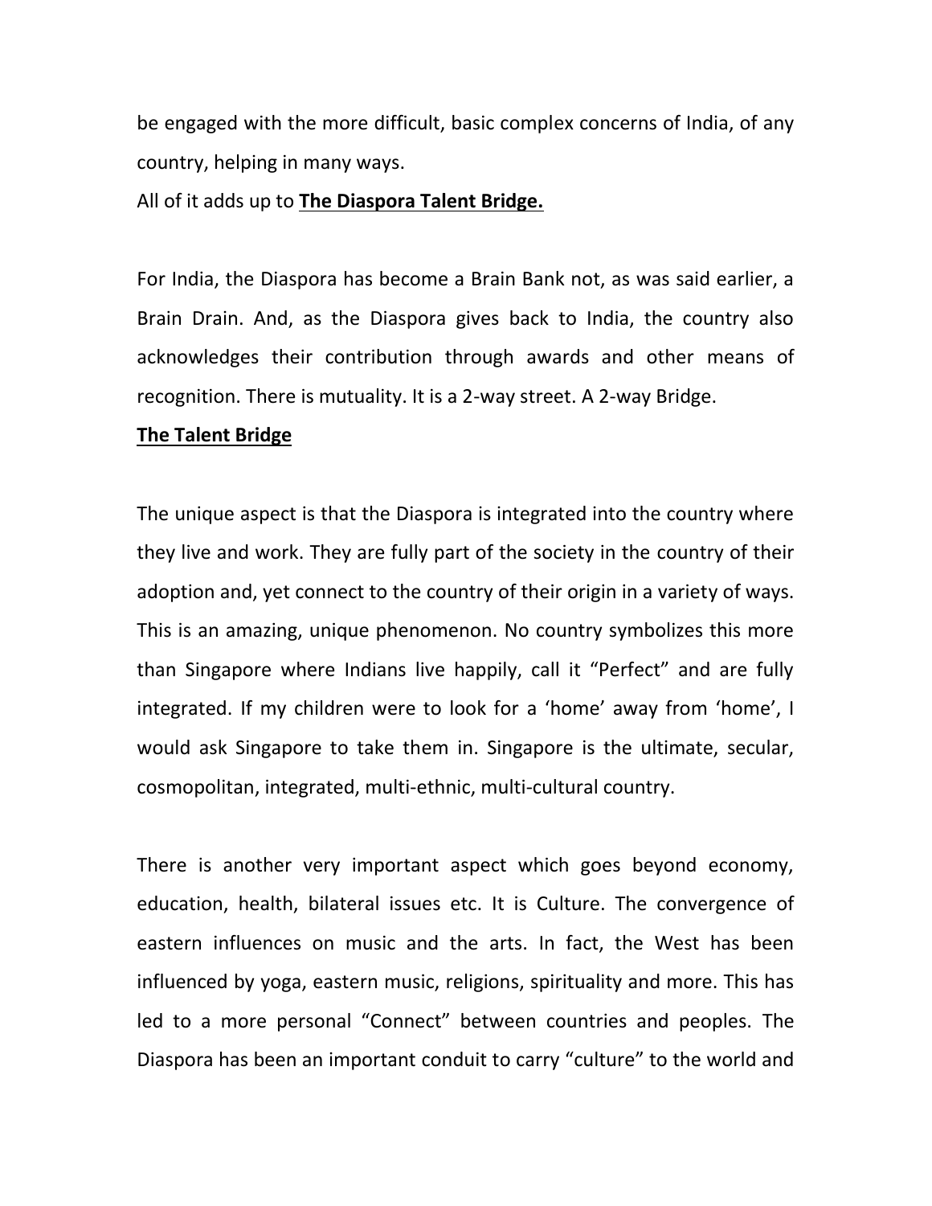be engaged with the more difficult, basic complex concerns of India, of any country, helping in many ways.

All of it adds up to **<u>The Diaspora Talent Bridge.</u>**

For India, the Diaspora has become a Brain Bank not, as was said earlier, a Brain Drain. And, as the Diaspora gives back to India, the country also acknowledges their contribution through awards and other means of recognition. There is mutuality. It is a 2-way street. A 2-way Bridge.

**<u>The Talent Bridge</u>**

The unique aspect is that the Diaspora is integrated into the country where they live and work. They are fully part of the society in the country of their adoption and, yet connect to the country of their origin in a variety of ways. This is an amazing, unique phenomenon. No country symbolizes this more than Singapore where Indians live happily, call it "Perfect" and are fully integrated. If my children were to look for a 'home' away from 'home', I would ask Singapore to take them in. Singapore is the ultimate, secular, cosmopolitan, integrated, multi-ethnic, multi-cultural country.

There is another very important aspect which goes beyond economy, education, health, bilateral issues etc. It is Culture. The convergence of eastern influences on music and the arts. In fact, the West has been influenced by yoga, eastern music, religions, spirituality and more. This has led to a more personal "Connect" between countries and peoples. The Diaspora has been an important conduit to carry "culture" to the world and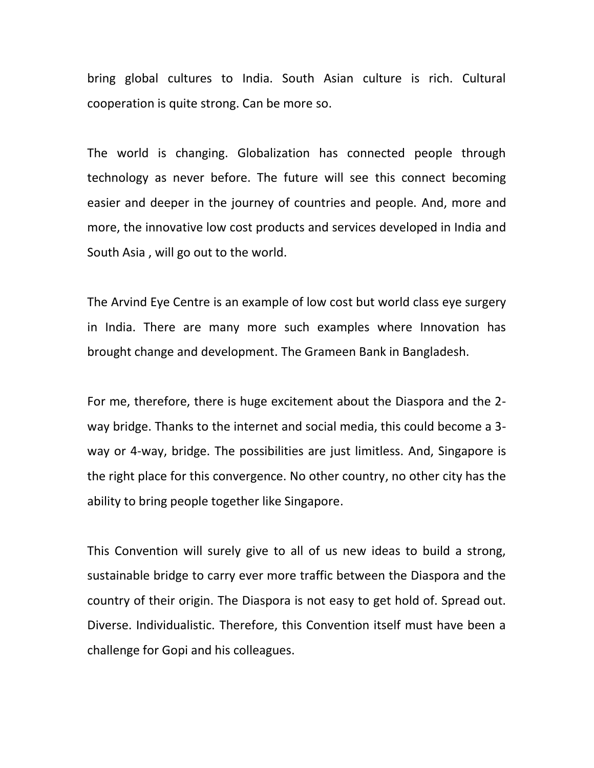bring global cultures to India. South Asian culture is rich. Cultural cooperation is quite strong. Can be more so.

The world is changing. Globalization has connected people through technology as never before. The future will see this connect becoming easier and deeper in the journey of countries and people. And, more and more, the innovative low cost products and services developed in India and South Asia , will go out to the world.

The Arvind Eye Centre is an example of low cost but world class eye surgery in India. There are many more such examples where Innovation has brought change and development. The Grameen Bank in Bangladesh.

For me, therefore, there is huge excitement about the Diaspora and the 2-way bridge. Thanks to the internet and social media, this could become a 3-way or 4-way, bridge. The possibilities are just limitless. And, Singapore is the right place for this convergence. No other country, no other city has the ability to bring people together like Singapore.

This Convention will surely give to all of us new ideas to build a strong, sustainable bridge to carry ever more traffic between the Diaspora and the country of their origin. The Diaspora is not easy to get hold of. Spread out. Diverse. Individualistic. Therefore, this Convention itself must have been a challenge for Gopi and his colleagues.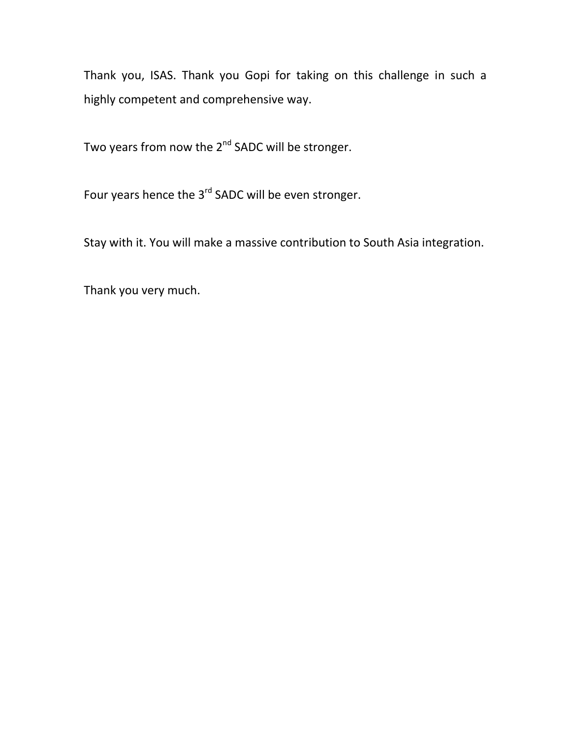Thank you, ISAS. Thank you Gopi for taking on this challenge in such a highly competent and comprehensive way.

Two years from now the 2nd SADC will be stronger.

Four years hence the 3rd SADC will be even stronger.

Stay with it. You will make a massive contribution to South Asia integration.

Thank you very much.